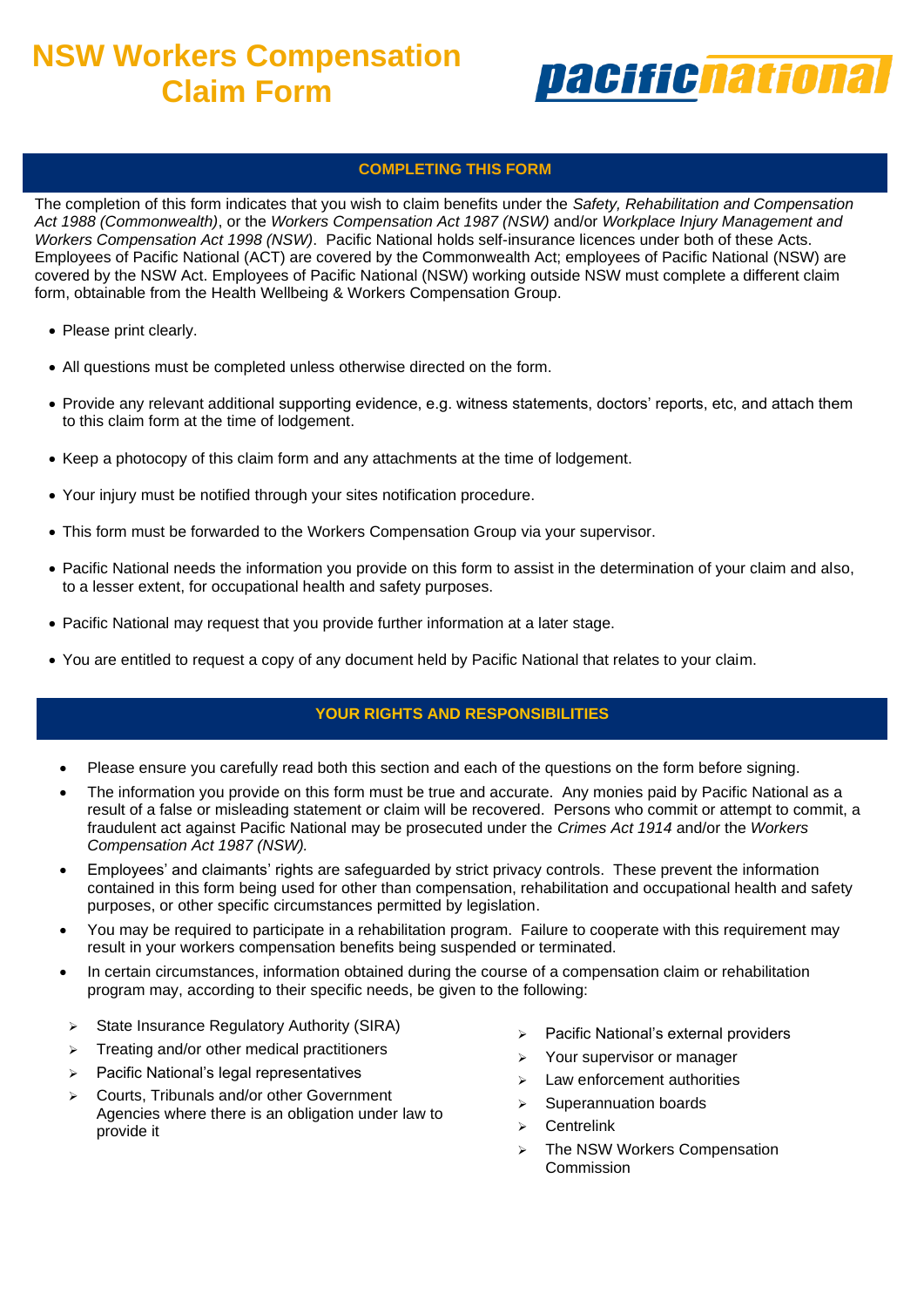# NSW Workers Compensation Claim Form

pacificnational

## COMPLETING THIS FORM

The completion of this form indicates that you wish to claim benefits under the *Safety, Rehabilitation and Compensation Act 1988 (Commonwealth)*, or the *Workers Compensation Act 1987 (NSW)* and/or *Workplace Injury Management and Workers Compensation Act 1998 (NSW)*. Pacific National holds self-insurance licences under both of these Acts. Employees of Pacific National (ACT) are covered by the Commonwealth Act; employees of Pacific National (NSW) are covered by the NSW Act. Employees of Pacific National (NSW) working outside NSW must complete a different claim form, obtainable from the Health Wellbeing & Workers Compensation Group.

- Please print clearly.
- All questions must be completed unless otherwise directed on the form.
- Provide any relevant additional supporting evidence, e.g. witness statements, doctors' reports, etc, and attach them to this claim form at the time of lodgement.
- Keep a photocopy of this claim form and any attachments at the time of lodgement.
- Your injury must be notified through your sites notification procedure.
- This form must be forwarded to the Workers Compensation Group via your supervisor.
- Pacific National needs the information you provide on this form to assist in the determination of your claim and also, to a lesser extent, for occupational health and safety purposes.
- Pacific National may request that you provide further information at a later stage.
- You are entitled to request a copy of any document held by Pacific National that relates to your claim.

## YOUR RIGHTS AND RESPONSIBILITIES

- Please ensure you carefully read both this section and each of the questions on the form before signing.
- The information you provide on this form must be true and accurate. Any monies paid by Pacific National as a result of a false or misleading statement or claim will be recovered. Persons who commit or attempt to commit, a fraudulent act against Pacific National may be prosecuted under the *Crimes Act 1914* and/or the *Workers Compensation Act 1987 (NSW).*
- Employees' and claimants' rights are safeguarded by strict privacy controls. These prevent the information contained in this form being used for other than compensation, rehabilitation and occupational health and safety purposes, or other specific circumstances permitted by legislation.
- You may be required to participate in a rehabilitation program. Failure to cooperate with this requirement may result in your workers compensation benefits being suspended or terminated.
- In certain circumstances, information obtained during the course of a compensation claim or rehabilitation program may, according to their specific needs, be given to the following:
  - State Insurance Regulatory Authority (SIRA)
  - Treating and/or other medical practitioners
  - Pacific National's legal representatives
  - Courts, Tribunals and/or other Government Agencies where there is an obligation under law to provide it
  - Pacific National's external providers
  - Your supervisor or manager
  - Law enforcement authorities
  - Superannuation boards
  - Centrelink
  - The NSW Workers Compensation Commission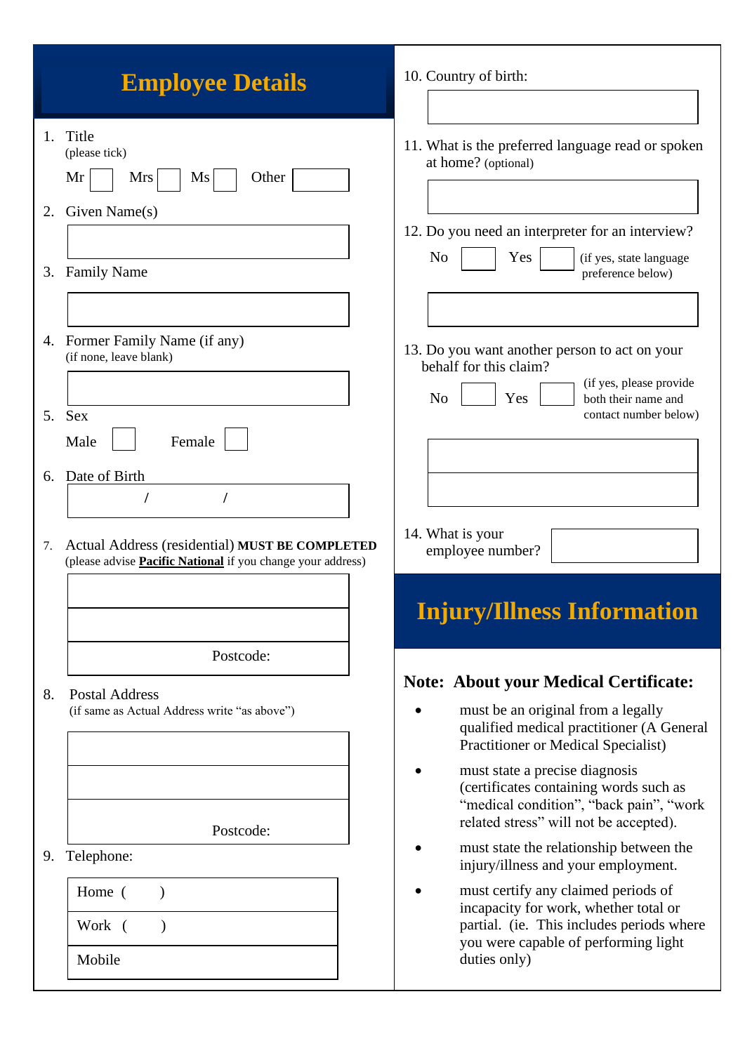# Employee Details

1. Title
   (please tick)

   Mr ☐ Mrs ☐ Ms ☐ Other ☐

2. Given Name(s)

3. Family Name

4. Former Family Name (if any)
   (if none, leave blank)

5. Sex

   Male ☐ Female ☐

6. Date of Birth

   / /

7. Actual Address (residential) **MUST BE COMPLETED**
   (please advise **Pacific National** if you change your address)

   Postcode:

8. Postal Address
   (if same as Actual Address write "as above")

   Postcode:

9. Telephone:

| Home ( ) |
|---|
| Work ( ) |
| Mobile |

10. Country of birth:

11. What is the preferred language read or spoken at home? (optional)

12. Do you need an interpreter for an interview?

    No ☐ Yes ☐ (if yes, state language preference below)

13. Do you want another person to act on your behalf for this claim?

    No ☐ Yes ☐ (if yes, please provide both their name and contact number below)

14. What is your employee number?

# Injury/Illness Information

## Note: About your Medical Certificate:

- must be an original from a legally qualified medical practitioner (A General Practitioner or Medical Specialist)
- must state a precise diagnosis (certificates containing words such as "medical condition", "back pain", "work related stress" will not be accepted).
- must state the relationship between the injury/illness and your employment.
- must certify any claimed periods of incapacity for work, whether total or partial. (ie. This includes periods where you were capable of performing light duties only)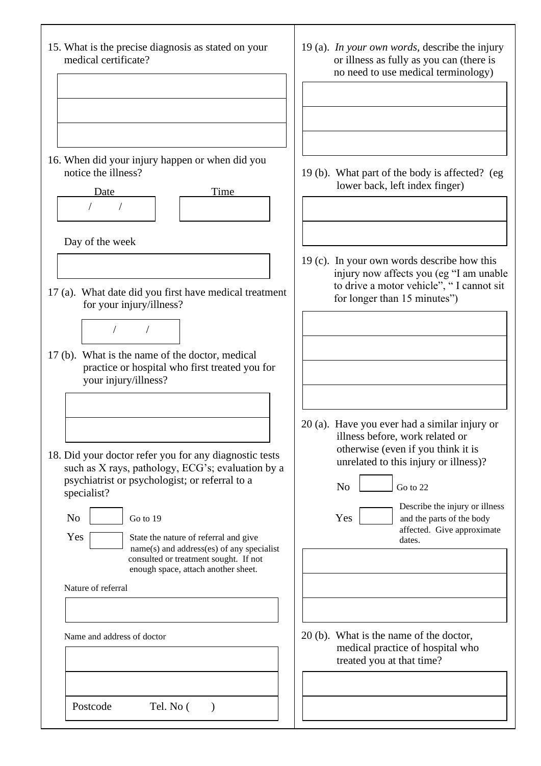15. What is the precise diagnosis as stated on your medical certificate?

16. When did your injury happen or when did you notice the illness?

Date &nbsp;&nbsp;&nbsp; / &nbsp;&nbsp;&nbsp; / &nbsp;&nbsp;&nbsp;&nbsp;&nbsp;&nbsp; Time

Day of the week

17 (a). What date did you first have medical treatment for your injury/illness?

/ &nbsp;&nbsp;&nbsp; /

17 (b). What is the name of the doctor, medical practice or hospital who first treated you for your injury/illness?

18. Did your doctor refer you for any diagnostic tests such as X rays, pathology, ECG's; evaluation by a psychiatrist or psychologist; or referral to a specialist?

No ☐ Go to 19

Yes ☐ State the nature of referral and give name(s) and address(es) of any specialist consulted or treatment sought. If not enough space, attach another sheet.

Nature of referral

Name and address of doctor

Postcode &nbsp;&nbsp;&nbsp;&nbsp;&nbsp;&nbsp; Tel. No ( &nbsp;&nbsp;&nbsp; )

19 (a). *In your own words*, describe the injury or illness as fully as you can (there is no need to use medical terminology)

19 (b). What part of the body is affected? (eg lower back, left index finger)

19 (c). In your own words describe how this injury now affects you (eg "I am unable to drive a motor vehicle", " I cannot sit for longer than 15 minutes")

20 (a). Have you ever had a similar injury or illness before, work related or otherwise (even if you think it is unrelated to this injury or illness)?

No ☐ Go to 22

Yes ☐ Describe the injury or illness and the parts of the body affected. Give approximate dates.

20 (b). What is the name of the doctor, medical practice of hospital who treated you at that time?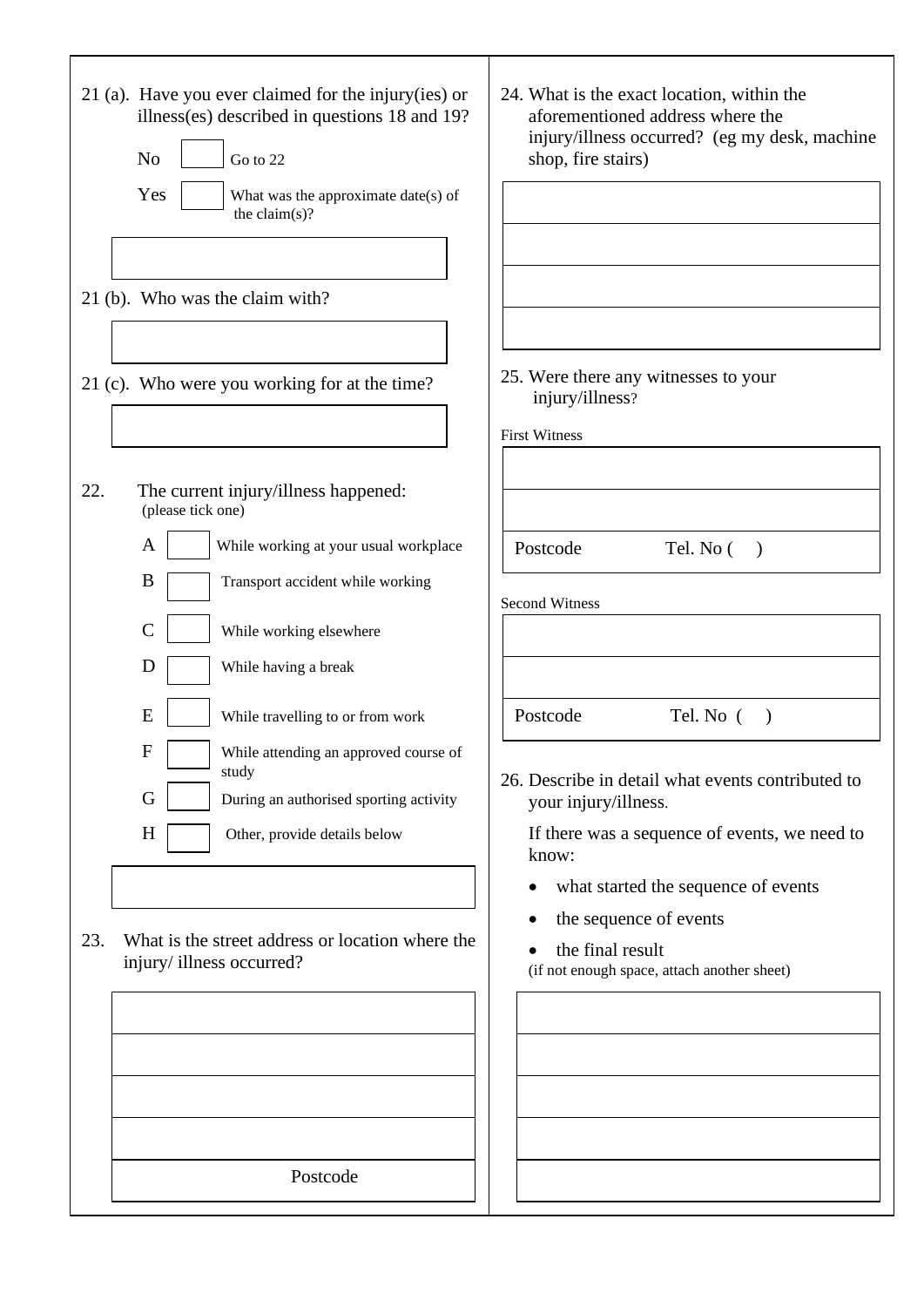21 (a). Have you ever claimed for the injury(ies) or illness(es) described in questions 18 and 19?

- No ☐ Go to 22
- Yes ☐ What was the approximate date(s) of the claim(s)?

| |
|---|
| |

21 (b). Who was the claim with?

| |
|---|
| |

21 (c). Who were you working for at the time?

| |
|---|
| |

22. The current injury/illness happened:
(please tick one)

- A ☐ While working at your usual workplace
- B ☐ Transport accident while working
- C ☐ While working elsewhere
- D ☐ While having a break
- E ☐ While travelling to or from work
- F ☐ While attending an approved course of study
- G ☐ During an authorised sporting activity
- H ☐ Other, provide details below

| |
|---|
| |

23. What is the street address or location where the injury/ illness occurred?

| |
|---|
| |
| |
| |
| |
| Postcode |

24. What is the exact location, within the aforementioned address where the injury/illness occurred? (eg my desk, machine shop, fire stairs)

| |
|---|
| |
| |
| |
| |

25. Were there any witnesses to your injury/illness?

First Witness

| | |
|---|---|
| | |
| | |
| Postcode | Tel. No ( ) |

Second Witness

| | |
|---|---|
| | |
| | |
| Postcode | Tel. No ( ) |

26. Describe in detail what events contributed to your injury/illness.

If there was a sequence of events, we need to know:

- what started the sequence of events
- the sequence of events
- the final result

(if not enough space, attach another sheet)

| |
|---|
| |
| |
| |
| |
| |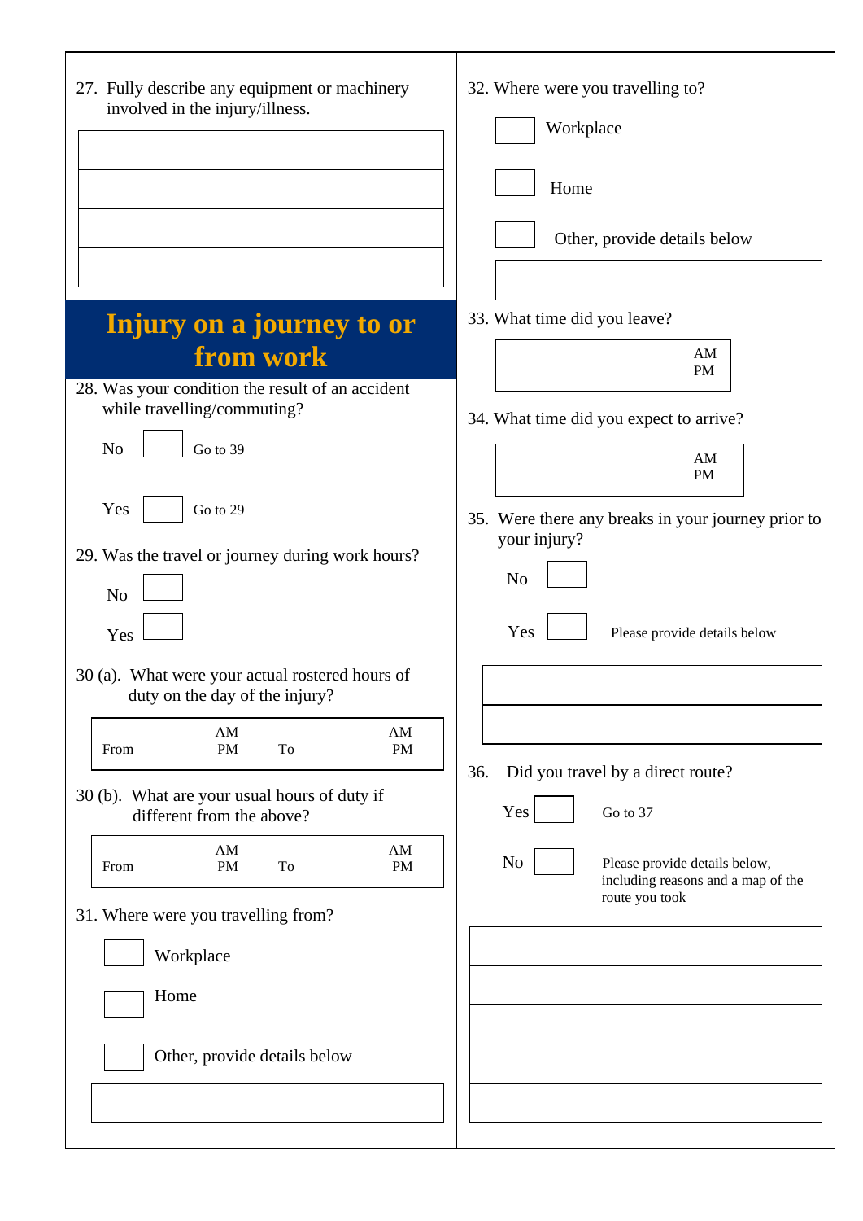27. Fully describe any equipment or machinery involved in the injury/illness.

## Injury on a journey to or from work

28. Was your condition the result of an accident while travelling/commuting?

No ☐ Go to 39

Yes ☐ Go to 29

29. Was the travel or journey during work hours?

No ☐

Yes ☐

30 (a). What were your actual rostered hours of duty on the day of the injury?

| From | AM PM | To | AM PM |
|---|---|---|---|

30 (b). What are your usual hours of duty if different from the above?

| From | AM PM | To | AM PM |
|---|---|---|---|

31. Where were you travelling from?

☐ Workplace

☐ Home

☐ Other, provide details below

32. Where were you travelling to?

☐ Workplace

☐ Home

☐ Other, provide details below

33. What time did you leave?

AM PM

34. What time did you expect to arrive?

AM PM

35. Were there any breaks in your journey prior to your injury?

No ☐

Yes ☐ Please provide details below

36. Did you travel by a direct route?

Yes ☐ Go to 37

No ☐ Please provide details below, including reasons and a map of the route you took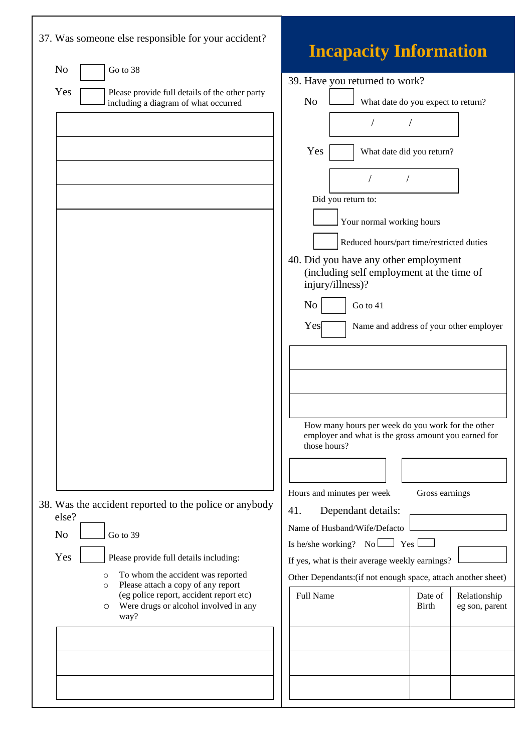37. Was someone else responsible for your accident?

No ☐ Go to 38

Yes ☐ Please provide full details of the other party including a diagram of what occurred

38. Was the accident reported to the police or anybody else?

No ☐ Go to 39

Yes ☐ Please provide full details including:

- To whom the accident was reported
- Please attach a copy of any report (eg police report, accident report etc)
- Were drugs or alcohol involved in any way?

## Incapacity Information

39. Have you returned to work?

No ☐ What date do you expect to return?

/ /

Yes ☐ What date did you return?

/ /

Did you return to:

☐ Your normal working hours

☐ Reduced hours/part time/restricted duties

40. Did you have any other employment (including self employment at the time of injury/illness)?

No ☐ Go to 41

Yes ☐ Name and address of your other employer

How many hours per week do you work for the other employer and what is the gross amount you earned for those hours?

Hours and minutes per week | Gross earnings

41. Dependant details:

Name of Husband/Wife/Defacto

Is he/she working? No ☐ Yes ☐

If yes, what is their average weekly earnings?

Other Dependants:(if not enough space, attach another sheet)

| Full Name | Date of Birth | Relationship eg son, parent |
|---|---|---|
| | | |
| | | |
| | | |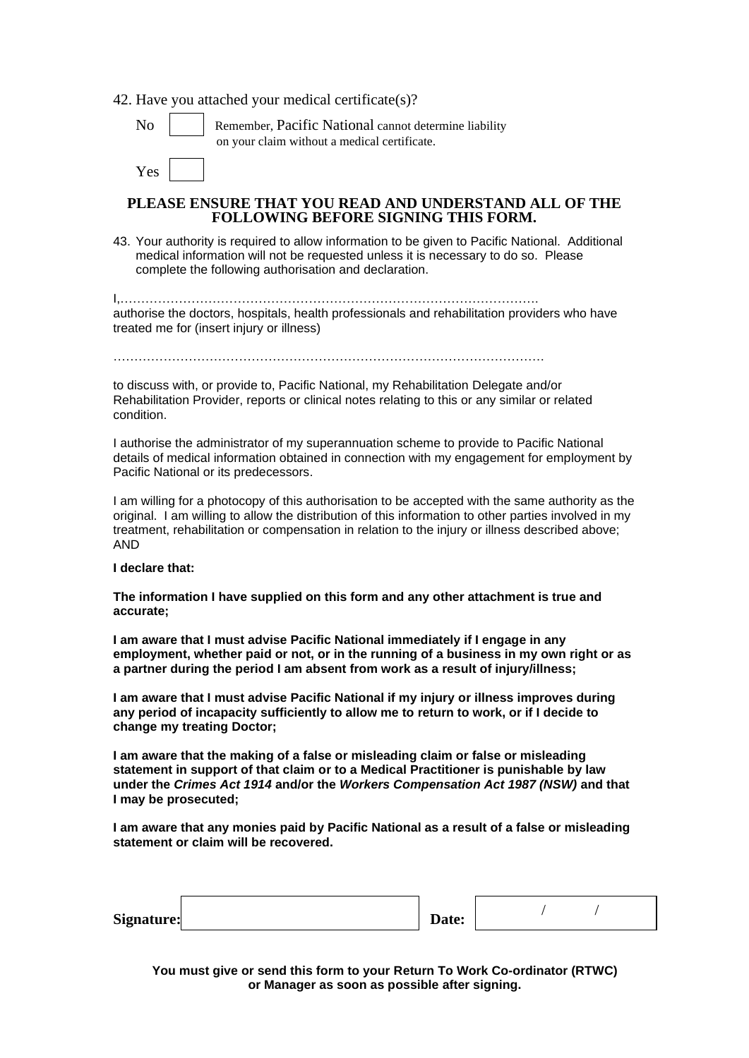42. Have you attached your medical certificate(s)?

No ☐ Remember, Pacific National cannot determine liability on your claim without a medical certificate.

Yes ☐

## PLEASE ENSURE THAT YOU READ AND UNDERSTAND ALL OF THE FOLLOWING BEFORE SIGNING THIS FORM.

43. Your authority is required to allow information to be given to Pacific National. Additional medical information will not be requested unless it is necessary to do so. Please complete the following authorisation and declaration.

I,……………………………………………………………………………………….
authorise the doctors, hospitals, health professionals and rehabilitation providers who have treated me for (insert injury or illness)

……………………………………………………………………………………….

to discuss with, or provide to, Pacific National, my Rehabilitation Delegate and/or Rehabilitation Provider, reports or clinical notes relating to this or any similar or related condition.

I authorise the administrator of my superannuation scheme to provide to Pacific National details of medical information obtained in connection with my engagement for employment by Pacific National or its predecessors.

I am willing for a photocopy of this authorisation to be accepted with the same authority as the original. I am willing to allow the distribution of this information to other parties involved in my treatment, rehabilitation or compensation in relation to the injury or illness described above; AND

**I declare that:**

**The information I have supplied on this form and any other attachment is true and accurate;**

**I am aware that I must advise Pacific National immediately if I engage in any employment, whether paid or not, or in the running of a business in my own right or as a partner during the period I am absent from work as a result of injury/illness;**

**I am aware that I must advise Pacific National if my injury or illness improves during any period of incapacity sufficiently to allow me to return to work, or if I decide to change my treating Doctor;**

**I am aware that the making of a false or misleading claim or false or misleading statement in support of that claim or to a Medical Practitioner is punishable by law under the *Crimes Act 1914* and/or the *Workers Compensation Act 1987 (NSW)* and that I may be prosecuted;**

**I am aware that any monies paid by Pacific National as a result of a false or misleading statement or claim will be recovered.**

**Signature:** ______________________ **Date:** &nbsp;&nbsp;&nbsp; / &nbsp;&nbsp;&nbsp; /

**You must give or send this form to your Return To Work Co-ordinator (RTWC) or Manager as soon as possible after signing.**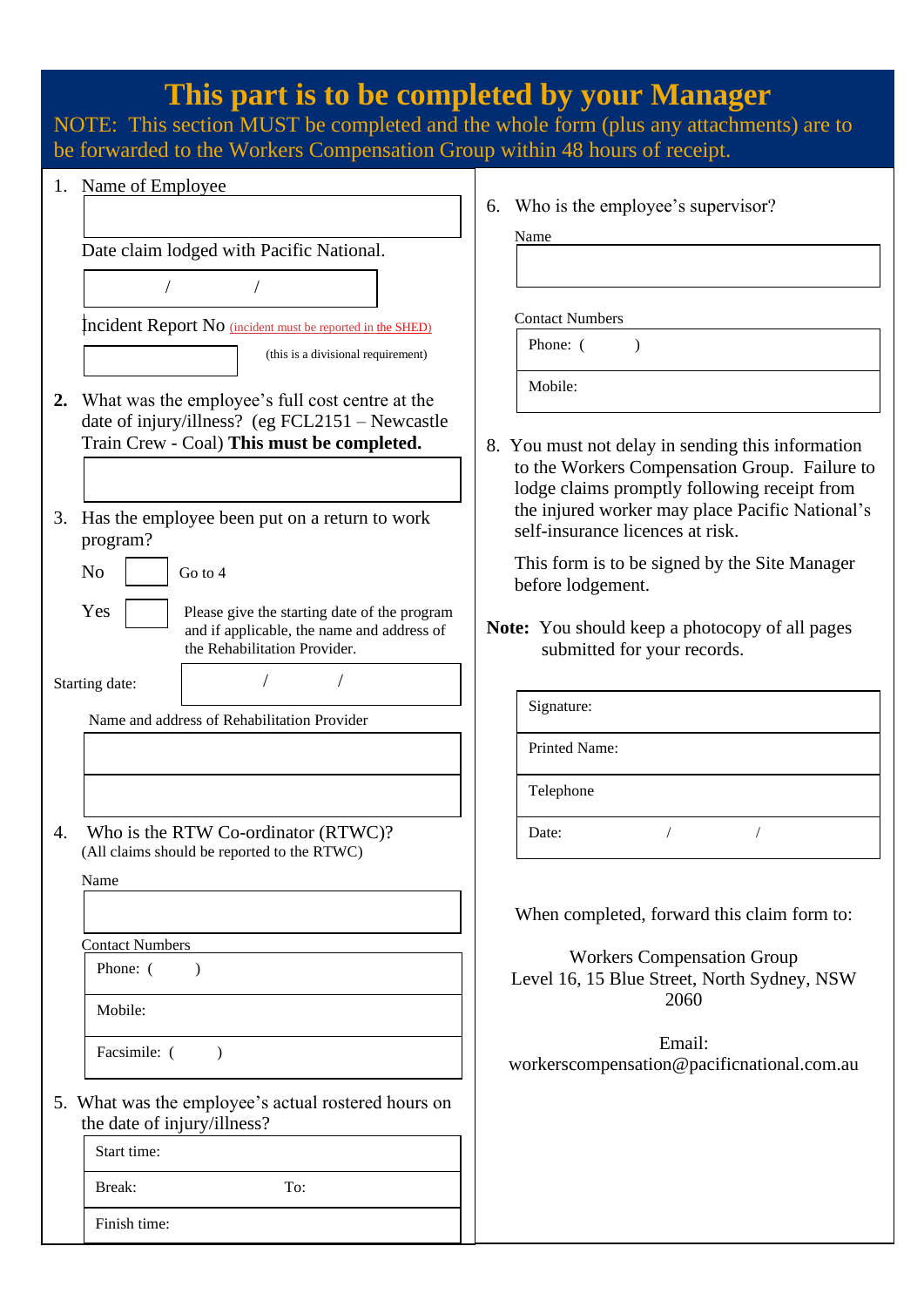# This part is to be completed by your Manager

NOTE: This section MUST be completed and the whole form (plus any attachments) are to be forwarded to the Workers Compensation Group within 48 hours of receipt.

1. Name of Employee

| |
|---|
| |

Date claim lodged with Pacific National.

| |
|---|
| / / |

Incident Report No (incident must be reported in the SHED)

| |
|---|
| |

(this is a divisional requirement)

2. **What was the employee's full cost centre at the date of injury/illness? (eg FCL2151 – Newcastle Train Crew - Coal) This must be completed.**

| |
|---|
| |

3. Has the employee been put on a return to work program?

No ☐ Go to 4

Yes ☐ Please give the starting date of the program and if applicable, the name and address of the Rehabilitation Provider.

Starting date: / /

Name and address of Rehabilitation Provider

| |
|---|
| |
| |

4. Who is the RTW Co-ordinator (RTWC)?
(All claims should be reported to the RTWC)

Name

| |
|---|
| |

Contact Numbers

| |
|---|
| Phone: ( ) |
| Mobile: |
| Facsimile: ( ) |

5. What was the employee's actual rostered hours on the date of injury/illness?

| | |
|---|---|
| Start time: | |
| Break: | To: |
| Finish time: | |

6. Who is the employee's supervisor?

Name

| |
|---|
| |

Contact Numbers

| |
|---|
| Phone: ( ) |
| Mobile: |

8. You must not delay in sending this information to the Workers Compensation Group. Failure to lodge claims promptly following receipt from the injured worker may place Pacific National's self-insurance licences at risk.

   This form is to be signed by the Site Manager before lodgement.

**Note:** You should keep a photocopy of all pages submitted for your records.

| |
|---|
| Signature: |
| Printed Name: |
| Telephone |
| Date: / / |

When completed, forward this claim form to:

Workers Compensation Group
Level 16, 15 Blue Street, North Sydney, NSW 2060

Email:
workerscompensation@pacificnational.com.au